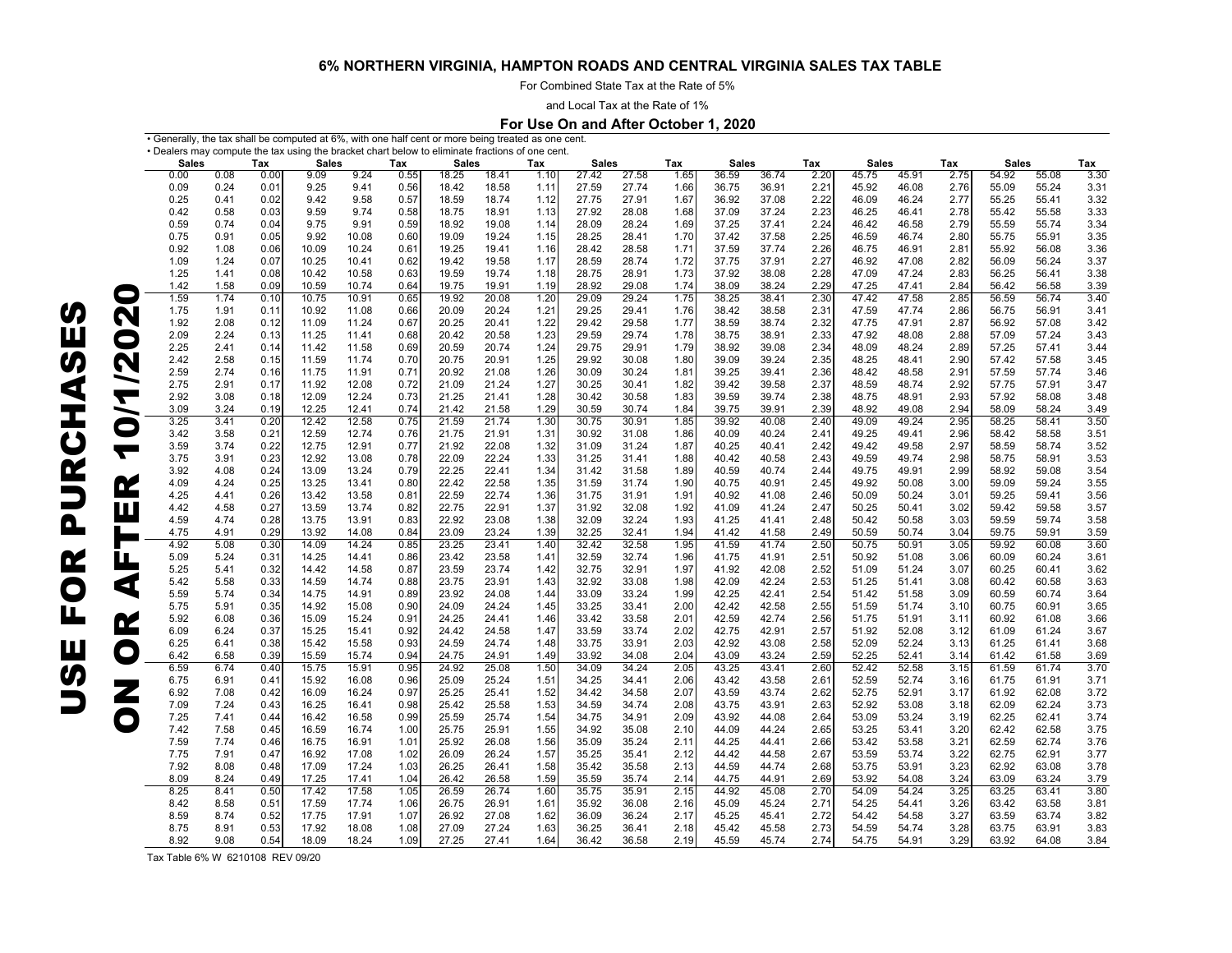# 6% NORTHERN VIRGINIA, HAMPTON ROADS AND CENTRAL VIRGINIA SALES TAX TABLE

For Combined State Tax at the Rate of 5%

and Local Tax at the Rate of 1%

**For Use On and After October 1, 2020**

• Generally, the tax shall be computed at 6%, with one half cent or more being treated as one cent.
• Dealers may compute the tax using the bracket chart below to eliminate fractions of one cent.

**USE FOR PURCHASES ON OR AFTER 10/1/2020**

| Sales | | Tax | Sales | | Tax | Sales | | Tax | Sales | | Tax | Sales | | Tax | Sales | | Tax | Sales | | Tax |
|---|---|---|---|---|---|---|---|---|---|---|---|---|---|---|---|---|---|---|---|---|
| 0.00 | 0.08 | 0.00 | 9.09 | 9.24 | 0.55 | 18.25 | 18.41 | 1.10 | 27.42 | 27.58 | 1.65 | 36.59 | 36.74 | 2.20 | 45.75 | 45.91 | 2.75 | 54.92 | 55.08 | 3.30 |
| 0.09 | 0.24 | 0.01 | 9.25 | 9.41 | 0.56 | 18.42 | 18.58 | 1.11 | 27.59 | 27.74 | 1.66 | 36.75 | 36.91 | 2.21 | 45.92 | 46.08 | 2.76 | 55.09 | 55.24 | 3.31 |
| 0.25 | 0.41 | 0.02 | 9.42 | 9.58 | 0.57 | 18.59 | 18.74 | 1.12 | 27.75 | 27.91 | 1.67 | 36.92 | 37.08 | 2.22 | 46.09 | 46.24 | 2.77 | 55.25 | 55.41 | 3.32 |
| 0.42 | 0.58 | 0.03 | 9.59 | 9.74 | 0.58 | 18.75 | 18.91 | 1.13 | 27.92 | 28.08 | 1.68 | 37.09 | 37.24 | 2.23 | 46.25 | 46.41 | 2.78 | 55.42 | 55.58 | 3.33 |
| 0.59 | 0.74 | 0.04 | 9.75 | 9.91 | 0.59 | 18.92 | 19.08 | 1.14 | 28.09 | 28.24 | 1.69 | 37.25 | 37.41 | 2.24 | 46.42 | 46.58 | 2.79 | 55.59 | 55.74 | 3.34 |
| 0.75 | 0.91 | 0.05 | 9.92 | 10.08 | 0.60 | 19.09 | 19.24 | 1.15 | 28.25 | 28.41 | 1.70 | 37.42 | 37.58 | 2.25 | 46.59 | 46.74 | 2.80 | 55.75 | 55.91 | 3.35 |
| 0.92 | 1.08 | 0.06 | 10.09 | 10.24 | 0.61 | 19.25 | 19.41 | 1.16 | 28.42 | 28.58 | 1.71 | 37.59 | 37.74 | 2.26 | 46.75 | 46.91 | 2.81 | 55.92 | 56.08 | 3.36 |
| 1.09 | 1.24 | 0.07 | 10.25 | 10.41 | 0.62 | 19.42 | 19.58 | 1.17 | 28.59 | 28.74 | 1.72 | 37.75 | 37.91 | 2.27 | 46.92 | 47.08 | 2.82 | 56.09 | 56.24 | 3.37 |
| 1.25 | 1.41 | 0.08 | 10.42 | 10.58 | 0.63 | 19.59 | 19.74 | 1.18 | 28.75 | 28.91 | 1.73 | 37.92 | 38.08 | 2.28 | 47.09 | 47.24 | 2.83 | 56.25 | 56.41 | 3.38 |
| 1.42 | 1.58 | 0.09 | 10.59 | 10.74 | 0.64 | 19.75 | 19.91 | 1.19 | 28.92 | 29.08 | 1.74 | 38.09 | 38.24 | 2.29 | 47.25 | 47.41 | 2.84 | 56.42 | 56.58 | 3.39 |
| 1.59 | 1.74 | 0.10 | 10.75 | 10.91 | 0.65 | 19.92 | 20.08 | 1.20 | 29.09 | 29.24 | 1.75 | 38.25 | 38.41 | 2.30 | 47.42 | 47.58 | 2.85 | 56.59 | 56.74 | 3.40 |
| 1.75 | 1.91 | 0.11 | 10.92 | 11.08 | 0.66 | 20.09 | 20.24 | 1.21 | 29.25 | 29.41 | 1.76 | 38.42 | 38.58 | 2.31 | 47.59 | 47.74 | 2.86 | 56.75 | 56.91 | 3.41 |
| 1.92 | 2.08 | 0.12 | 11.09 | 11.24 | 0.67 | 20.25 | 20.41 | 1.22 | 29.42 | 29.58 | 1.77 | 38.59 | 38.74 | 2.32 | 47.75 | 47.91 | 2.87 | 56.92 | 57.08 | 3.42 |
| 2.09 | 2.24 | 0.13 | 11.25 | 11.41 | 0.68 | 20.42 | 20.58 | 1.23 | 29.59 | 29.74 | 1.78 | 38.75 | 38.91 | 2.33 | 47.92 | 48.08 | 2.88 | 57.09 | 57.24 | 3.43 |
| 2.25 | 2.41 | 0.14 | 11.42 | 11.58 | 0.69 | 20.59 | 20.74 | 1.24 | 29.75 | 29.91 | 1.79 | 38.92 | 39.08 | 2.34 | 48.09 | 48.24 | 2.89 | 57.25 | 57.41 | 3.44 |
| 2.42 | 2.58 | 0.15 | 11.59 | 11.74 | 0.70 | 20.75 | 20.91 | 1.25 | 29.92 | 30.08 | 1.80 | 39.09 | 39.24 | 2.35 | 48.25 | 48.41 | 2.90 | 57.42 | 57.58 | 3.45 |
| 2.59 | 2.74 | 0.16 | 11.75 | 11.91 | 0.71 | 20.92 | 21.08 | 1.26 | 30.09 | 30.24 | 1.81 | 39.25 | 39.41 | 2.36 | 48.42 | 48.58 | 2.91 | 57.59 | 57.74 | 3.46 |
| 2.75 | 2.91 | 0.17 | 11.92 | 12.08 | 0.72 | 21.09 | 21.24 | 1.27 | 30.25 | 30.41 | 1.82 | 39.42 | 39.58 | 2.37 | 48.59 | 48.74 | 2.92 | 57.75 | 57.91 | 3.47 |
| 2.92 | 3.08 | 0.18 | 12.09 | 12.24 | 0.73 | 21.25 | 21.41 | 1.28 | 30.42 | 30.58 | 1.83 | 39.59 | 39.74 | 2.38 | 48.75 | 48.91 | 2.93 | 57.92 | 58.08 | 3.48 |
| 3.09 | 3.24 | 0.19 | 12.25 | 12.41 | 0.74 | 21.42 | 21.58 | 1.29 | 30.59 | 30.74 | 1.84 | 39.75 | 39.91 | 2.39 | 48.92 | 49.08 | 2.94 | 58.09 | 58.24 | 3.49 |
| 3.25 | 3.41 | 0.20 | 12.42 | 12.58 | 0.75 | 21.59 | 21.74 | 1.30 | 30.75 | 30.91 | 1.85 | 39.92 | 40.08 | 2.40 | 49.09 | 49.24 | 2.95 | 58.25 | 58.41 | 3.50 |
| 3.42 | 3.58 | 0.21 | 12.59 | 12.74 | 0.76 | 21.75 | 21.91 | 1.31 | 30.92 | 31.08 | 1.86 | 40.09 | 40.24 | 2.41 | 49.25 | 49.41 | 2.96 | 58.42 | 58.58 | 3.51 |
| 3.59 | 3.74 | 0.22 | 12.75 | 12.91 | 0.77 | 21.92 | 22.08 | 1.32 | 31.09 | 31.24 | 1.87 | 40.25 | 40.41 | 2.42 | 49.42 | 49.58 | 2.97 | 58.59 | 58.74 | 3.52 |
| 3.75 | 3.91 | 0.23 | 12.92 | 13.08 | 0.78 | 22.09 | 22.24 | 1.33 | 31.25 | 31.41 | 1.88 | 40.42 | 40.58 | 2.43 | 49.59 | 49.74 | 2.98 | 58.75 | 58.91 | 3.53 |
| 3.92 | 4.08 | 0.24 | 13.09 | 13.24 | 0.79 | 22.25 | 22.41 | 1.34 | 31.42 | 31.58 | 1.89 | 40.59 | 40.74 | 2.44 | 49.75 | 49.91 | 2.99 | 58.92 | 59.08 | 3.54 |
| 4.09 | 4.24 | 0.25 | 13.25 | 13.41 | 0.80 | 22.42 | 22.58 | 1.35 | 31.59 | 31.74 | 1.90 | 40.75 | 40.91 | 2.45 | 49.92 | 50.08 | 3.00 | 59.09 | 59.24 | 3.55 |
| 4.25 | 4.41 | 0.26 | 13.42 | 13.58 | 0.81 | 22.59 | 22.74 | 1.36 | 31.75 | 31.91 | 1.91 | 40.92 | 41.08 | 2.46 | 50.09 | 50.24 | 3.01 | 59.25 | 59.41 | 3.56 |
| 4.42 | 4.58 | 0.27 | 13.59 | 13.74 | 0.82 | 22.75 | 22.91 | 1.37 | 31.92 | 32.08 | 1.92 | 41.09 | 41.24 | 2.47 | 50.25 | 50.41 | 3.02 | 59.42 | 59.58 | 3.57 |
| 4.59 | 4.74 | 0.28 | 13.75 | 13.91 | 0.83 | 22.92 | 23.08 | 1.38 | 32.09 | 32.24 | 1.93 | 41.25 | 41.41 | 2.48 | 50.42 | 50.58 | 3.03 | 59.59 | 59.74 | 3.58 |
| 4.75 | 4.91 | 0.29 | 13.92 | 14.08 | 0.84 | 23.09 | 23.24 | 1.39 | 32.25 | 32.41 | 1.94 | 41.42 | 41.58 | 2.49 | 50.59 | 50.74 | 3.04 | 59.75 | 59.91 | 3.59 |
| 4.92 | 5.08 | 0.30 | 14.09 | 14.24 | 0.85 | 23.25 | 23.41 | 1.40 | 32.42 | 32.58 | 1.95 | 41.59 | 41.74 | 2.50 | 50.75 | 50.91 | 3.05 | 59.92 | 60.08 | 3.60 |
| 5.09 | 5.24 | 0.31 | 14.25 | 14.41 | 0.86 | 23.42 | 23.58 | 1.41 | 32.59 | 32.74 | 1.96 | 41.75 | 41.91 | 2.51 | 50.92 | 51.08 | 3.06 | 60.09 | 60.24 | 3.61 |
| 5.25 | 5.41 | 0.32 | 14.42 | 14.58 | 0.87 | 23.59 | 23.74 | 1.42 | 32.75 | 32.91 | 1.97 | 41.92 | 42.08 | 2.52 | 51.09 | 51.24 | 3.07 | 60.25 | 60.41 | 3.62 |
| 5.42 | 5.58 | 0.33 | 14.59 | 14.74 | 0.88 | 23.75 | 23.91 | 1.43 | 32.92 | 33.08 | 1.98 | 42.09 | 42.24 | 2.53 | 51.25 | 51.41 | 3.08 | 60.42 | 60.58 | 3.63 |
| 5.59 | 5.74 | 0.34 | 14.75 | 14.91 | 0.89 | 23.92 | 24.08 | 1.44 | 33.09 | 33.24 | 1.99 | 42.25 | 42.41 | 2.54 | 51.42 | 51.58 | 3.09 | 60.59 | 60.74 | 3.64 |
| 5.75 | 5.91 | 0.35 | 14.92 | 15.08 | 0.90 | 24.09 | 24.24 | 1.45 | 33.25 | 33.41 | 2.00 | 42.42 | 42.58 | 2.55 | 51.59 | 51.74 | 3.10 | 60.75 | 60.91 | 3.65 |
| 5.92 | 6.08 | 0.36 | 15.09 | 15.24 | 0.91 | 24.25 | 24.41 | 1.46 | 33.42 | 33.58 | 2.01 | 42.59 | 42.74 | 2.56 | 51.75 | 51.91 | 3.11 | 60.92 | 61.08 | 3.66 |
| 6.09 | 6.24 | 0.37 | 15.25 | 15.41 | 0.92 | 24.42 | 24.58 | 1.47 | 33.59 | 33.74 | 2.02 | 42.75 | 42.91 | 2.57 | 51.92 | 52.08 | 3.12 | 61.09 | 61.24 | 3.67 |
| 6.25 | 6.41 | 0.38 | 15.42 | 15.58 | 0.93 | 24.59 | 24.74 | 1.48 | 33.75 | 33.91 | 2.03 | 42.92 | 43.08 | 2.58 | 52.09 | 52.24 | 3.13 | 61.25 | 61.41 | 3.68 |
| 6.42 | 6.58 | 0.39 | 15.59 | 15.74 | 0.94 | 24.75 | 24.91 | 1.49 | 33.92 | 34.08 | 2.04 | 43.09 | 43.24 | 2.59 | 52.25 | 52.41 | 3.14 | 61.42 | 61.58 | 3.69 |
| 6.59 | 6.74 | 0.40 | 15.75 | 15.91 | 0.95 | 24.92 | 25.08 | 1.50 | 34.09 | 34.24 | 2.05 | 43.25 | 43.41 | 2.60 | 52.42 | 52.58 | 3.15 | 61.59 | 61.74 | 3.70 |
| 6.75 | 6.91 | 0.41 | 15.92 | 16.08 | 0.96 | 25.09 | 25.24 | 1.51 | 34.25 | 34.41 | 2.06 | 43.42 | 43.58 | 2.61 | 52.59 | 52.74 | 3.16 | 61.75 | 61.91 | 3.71 |
| 6.92 | 7.08 | 0.42 | 16.09 | 16.24 | 0.97 | 25.25 | 25.41 | 1.52 | 34.42 | 34.58 | 2.07 | 43.59 | 43.74 | 2.62 | 52.75 | 52.91 | 3.17 | 61.92 | 62.08 | 3.72 |
| 7.09 | 7.24 | 0.43 | 16.25 | 16.41 | 0.98 | 25.42 | 25.58 | 1.53 | 34.59 | 34.74 | 2.08 | 43.75 | 43.91 | 2.63 | 52.92 | 53.08 | 3.18 | 62.09 | 62.24 | 3.73 |
| 7.25 | 7.41 | 0.44 | 16.42 | 16.58 | 0.99 | 25.59 | 25.74 | 1.54 | 34.75 | 34.91 | 2.09 | 43.92 | 44.08 | 2.64 | 53.09 | 53.24 | 3.19 | 62.25 | 62.41 | 3.74 |
| 7.42 | 7.58 | 0.45 | 16.59 | 16.74 | 1.00 | 25.75 | 25.91 | 1.55 | 34.92 | 35.08 | 2.10 | 44.09 | 44.24 | 2.65 | 53.25 | 53.41 | 3.20 | 62.42 | 62.58 | 3.75 |
| 7.59 | 7.74 | 0.46 | 16.75 | 16.91 | 1.01 | 25.92 | 26.08 | 1.56 | 35.09 | 35.24 | 2.11 | 44.25 | 44.41 | 2.66 | 53.42 | 53.58 | 3.21 | 62.59 | 62.74 | 3.76 |
| 7.75 | 7.91 | 0.47 | 16.92 | 17.08 | 1.02 | 26.09 | 26.24 | 1.57 | 35.25 | 35.41 | 2.12 | 44.42 | 44.58 | 2.67 | 53.59 | 53.74 | 3.22 | 62.75 | 62.91 | 3.77 |
| 7.92 | 8.08 | 0.48 | 17.09 | 17.24 | 1.03 | 26.25 | 26.41 | 1.58 | 35.42 | 35.58 | 2.13 | 44.59 | 44.74 | 2.68 | 53.75 | 53.91 | 3.23 | 62.92 | 63.08 | 3.78 |
| 8.09 | 8.24 | 0.49 | 17.25 | 17.41 | 1.04 | 26.42 | 26.58 | 1.59 | 35.59 | 35.74 | 2.14 | 44.75 | 44.91 | 2.69 | 53.92 | 54.08 | 3.24 | 63.09 | 63.24 | 3.79 |
| 8.25 | 8.41 | 0.50 | 17.42 | 17.58 | 1.05 | 26.59 | 26.74 | 1.60 | 35.75 | 35.91 | 2.15 | 44.92 | 45.08 | 2.70 | 54.09 | 54.24 | 3.25 | 63.25 | 63.41 | 3.80 |
| 8.42 | 8.58 | 0.51 | 17.59 | 17.74 | 1.06 | 26.75 | 26.91 | 1.61 | 35.92 | 36.08 | 2.16 | 45.09 | 45.24 | 2.71 | 54.25 | 54.41 | 3.26 | 63.42 | 63.58 | 3.81 |
| 8.59 | 8.74 | 0.52 | 17.75 | 17.91 | 1.07 | 26.92 | 27.08 | 1.62 | 36.09 | 36.24 | 2.17 | 45.25 | 45.41 | 2.72 | 54.42 | 54.58 | 3.27 | 63.59 | 63.74 | 3.82 |
| 8.75 | 8.91 | 0.53 | 17.92 | 18.08 | 1.08 | 27.09 | 27.24 | 1.63 | 36.25 | 36.41 | 2.18 | 45.42 | 45.58 | 2.73 | 54.59 | 54.74 | 3.28 | 63.75 | 63.91 | 3.83 |
| 8.92 | 9.08 | 0.54 | 18.09 | 18.24 | 1.09 | 27.25 | 27.41 | 1.64 | 36.42 | 36.58 | 2.19 | 45.59 | 45.74 | 2.74 | 54.75 | 54.91 | 3.29 | 63.92 | 64.08 | 3.84 |

Tax Table 6% W 6210108 REV 09/20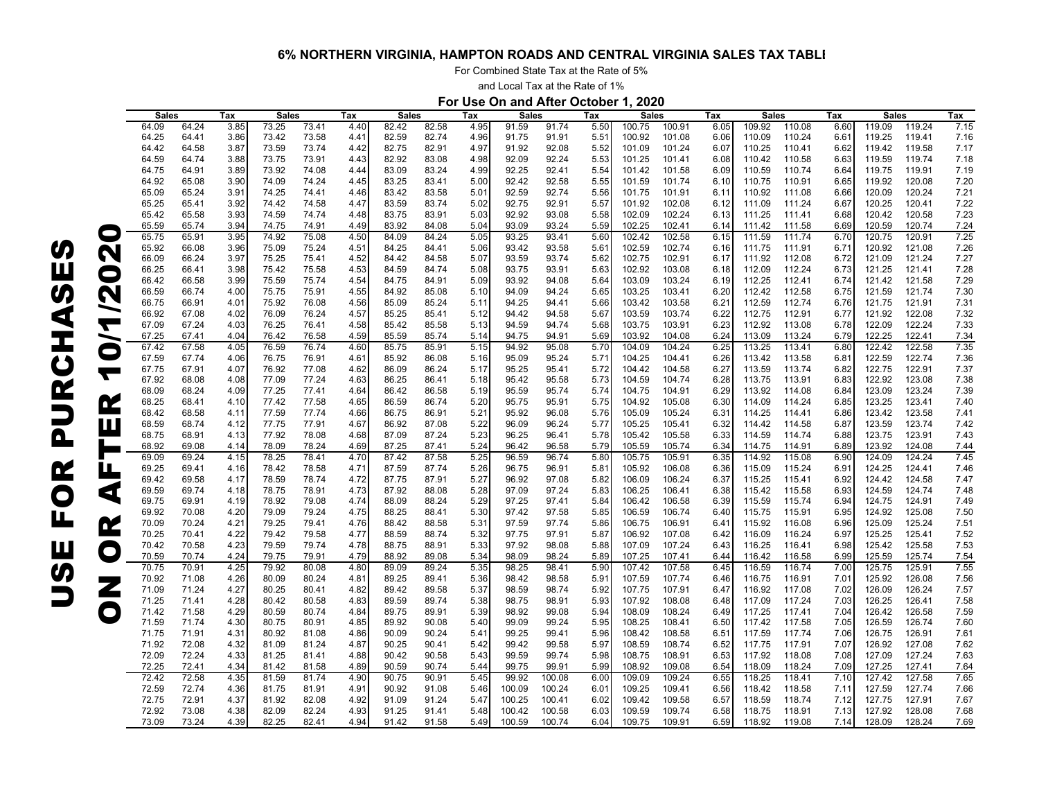## 6% NORTHERN VIRGINIA, HAMPTON ROADS AND CENTRAL VIRGINIA SALES TAX TABLE

For Combined State Tax at the Rate of 5%

and Local Tax at the Rate of 1%

**For Use On and After October 1, 2020**

**USE FOR PURCHASES ON OR AFTER 10/1/2020**

| Sales | | Tax | Sales | | Tax | Sales | | Tax | Sales | | Tax | Sales | | Tax | Sales | | Tax | Sales | | Tax |
|---|---|---|---|---|---|---|---|---|---|---|---|---|---|---|---|---|---|---|---|---|
| 64.09 | 64.24 | 3.85 | 73.25 | 73.41 | 4.40 | 82.42 | 82.58 | 4.95 | 91.59 | 91.74 | 5.50 | 100.75 | 100.91 | 6.05 | 109.92 | 110.08 | 6.60 | 119.09 | 119.24 | 7.15 |
| 64.25 | 64.41 | 3.86 | 73.42 | 73.58 | 4.41 | 82.59 | 82.74 | 4.96 | 91.75 | 91.91 | 5.51 | 100.92 | 101.08 | 6.06 | 110.09 | 110.24 | 6.61 | 119.25 | 119.41 | 7.16 |
| 64.42 | 64.58 | 3.87 | 73.59 | 73.74 | 4.42 | 82.75 | 82.91 | 4.97 | 91.92 | 92.08 | 5.52 | 101.09 | 101.24 | 6.07 | 110.25 | 110.41 | 6.62 | 119.42 | 119.58 | 7.17 |
| 64.59 | 64.74 | 3.88 | 73.75 | 73.91 | 4.43 | 82.92 | 83.08 | 4.98 | 92.09 | 92.24 | 5.53 | 101.25 | 101.41 | 6.08 | 110.42 | 110.58 | 6.63 | 119.59 | 119.74 | 7.18 |
| 64.75 | 64.91 | 3.89 | 73.92 | 74.08 | 4.44 | 83.09 | 83.24 | 4.99 | 92.25 | 92.41 | 5.54 | 101.42 | 101.58 | 6.09 | 110.59 | 110.74 | 6.64 | 119.75 | 119.91 | 7.19 |
| 64.92 | 65.08 | 3.90 | 74.09 | 74.24 | 4.45 | 83.25 | 83.41 | 5.00 | 92.42 | 92.58 | 5.55 | 101.59 | 101.74 | 6.10 | 110.75 | 110.91 | 6.65 | 119.92 | 120.08 | 7.20 |
| 65.09 | 65.24 | 3.91 | 74.25 | 74.41 | 4.46 | 83.42 | 83.58 | 5.01 | 92.59 | 92.74 | 5.56 | 101.75 | 101.91 | 6.11 | 110.92 | 111.08 | 6.66 | 120.09 | 120.24 | 7.21 |
| 65.25 | 65.41 | 3.92 | 74.42 | 74.58 | 4.47 | 83.59 | 83.74 | 5.02 | 92.75 | 92.91 | 5.57 | 101.92 | 102.08 | 6.12 | 111.09 | 111.24 | 6.67 | 120.25 | 120.41 | 7.22 |
| 65.42 | 65.58 | 3.93 | 74.59 | 74.74 | 4.48 | 83.75 | 83.91 | 5.03 | 92.92 | 93.08 | 5.58 | 102.09 | 102.24 | 6.13 | 111.25 | 111.41 | 6.68 | 120.42 | 120.58 | 7.23 |
| 65.59 | 65.74 | 3.94 | 74.75 | 74.91 | 4.49 | 83.92 | 84.08 | 5.04 | 93.09 | 93.24 | 5.59 | 102.25 | 102.41 | 6.14 | 111.42 | 111.58 | 6.69 | 120.59 | 120.74 | 7.24 |
| 65.75 | 65.91 | 3.95 | 74.92 | 75.08 | 4.50 | 84.09 | 84.24 | 5.05 | 93.25 | 93.41 | 5.60 | 102.42 | 102.58 | 6.15 | 111.59 | 111.74 | 6.70 | 120.75 | 120.91 | 7.25 |
| 65.92 | 66.08 | 3.96 | 75.09 | 75.24 | 4.51 | 84.25 | 84.41 | 5.06 | 93.42 | 93.58 | 5.61 | 102.59 | 102.74 | 6.16 | 111.75 | 111.91 | 6.71 | 120.92 | 121.08 | 7.26 |
| 66.09 | 66.24 | 3.97 | 75.25 | 75.41 | 4.52 | 84.42 | 84.58 | 5.07 | 93.59 | 93.74 | 5.62 | 102.75 | 102.91 | 6.17 | 111.92 | 112.08 | 6.72 | 121.09 | 121.24 | 7.27 |
| 66.25 | 66.41 | 3.98 | 75.42 | 75.58 | 4.53 | 84.59 | 84.74 | 5.08 | 93.75 | 93.91 | 5.63 | 102.92 | 103.08 | 6.18 | 112.09 | 112.24 | 6.73 | 121.25 | 121.41 | 7.28 |
| 66.42 | 66.58 | 3.99 | 75.59 | 75.74 | 4.54 | 84.75 | 84.91 | 5.09 | 93.92 | 94.08 | 5.64 | 103.09 | 103.24 | 6.19 | 112.25 | 112.41 | 6.74 | 121.42 | 121.58 | 7.29 |
| 66.59 | 66.74 | 4.00 | 75.75 | 75.91 | 4.55 | 84.92 | 85.08 | 5.10 | 94.09 | 94.24 | 5.65 | 103.25 | 103.41 | 6.20 | 112.42 | 112.58 | 6.75 | 121.59 | 121.74 | 7.30 |
| 66.75 | 66.91 | 4.01 | 75.92 | 76.08 | 4.56 | 85.09 | 85.24 | 5.11 | 94.25 | 94.41 | 5.66 | 103.42 | 103.58 | 6.21 | 112.59 | 112.74 | 6.76 | 121.75 | 121.91 | 7.31 |
| 66.92 | 67.08 | 4.02 | 76.09 | 76.24 | 4.57 | 85.25 | 85.41 | 5.12 | 94.42 | 94.58 | 5.67 | 103.59 | 103.74 | 6.22 | 112.75 | 112.91 | 6.77 | 121.92 | 122.08 | 7.32 |
| 67.09 | 67.24 | 4.03 | 76.25 | 76.41 | 4.58 | 85.42 | 85.58 | 5.13 | 94.59 | 94.74 | 5.68 | 103.75 | 103.91 | 6.23 | 112.92 | 113.08 | 6.78 | 122.09 | 122.24 | 7.33 |
| 67.25 | 67.41 | 4.04 | 76.42 | 76.58 | 4.59 | 85.59 | 85.74 | 5.14 | 94.75 | 94.91 | 5.69 | 103.92 | 104.08 | 6.24 | 113.09 | 113.24 | 6.79 | 122.25 | 122.41 | 7.34 |
| 67.42 | 67.58 | 4.05 | 76.59 | 76.74 | 4.60 | 85.75 | 85.91 | 5.15 | 94.92 | 95.08 | 5.70 | 104.09 | 104.24 | 6.25 | 113.25 | 113.41 | 6.80 | 122.42 | 122.58 | 7.35 |
| 67.59 | 67.74 | 4.06 | 76.75 | 76.91 | 4.61 | 85.92 | 86.08 | 5.16 | 95.09 | 95.24 | 5.71 | 104.25 | 104.41 | 6.26 | 113.42 | 113.58 | 6.81 | 122.59 | 122.74 | 7.36 |
| 67.75 | 67.91 | 4.07 | 76.92 | 77.08 | 4.62 | 86.09 | 86.24 | 5.17 | 95.25 | 95.41 | 5.72 | 104.42 | 104.58 | 6.27 | 113.59 | 113.74 | 6.82 | 122.75 | 122.91 | 7.37 |
| 67.92 | 68.08 | 4.08 | 77.09 | 77.24 | 4.63 | 86.25 | 86.41 | 5.18 | 95.42 | 95.58 | 5.73 | 104.59 | 104.74 | 6.28 | 113.75 | 113.91 | 6.83 | 122.92 | 123.08 | 7.38 |
| 68.09 | 68.24 | 4.09 | 77.25 | 77.41 | 4.64 | 86.42 | 86.58 | 5.19 | 95.59 | 95.74 | 5.74 | 104.75 | 104.91 | 6.29 | 113.92 | 114.08 | 6.84 | 123.09 | 123.24 | 7.39 |
| 68.25 | 68.41 | 4.10 | 77.42 | 77.58 | 4.65 | 86.59 | 86.74 | 5.20 | 95.75 | 95.91 | 5.75 | 104.92 | 105.08 | 6.30 | 114.09 | 114.24 | 6.85 | 123.25 | 123.41 | 7.40 |
| 68.42 | 68.58 | 4.11 | 77.59 | 77.74 | 4.66 | 86.75 | 86.91 | 5.21 | 95.92 | 96.08 | 5.76 | 105.09 | 105.24 | 6.31 | 114.25 | 114.41 | 6.86 | 123.42 | 123.58 | 7.41 |
| 68.59 | 68.74 | 4.12 | 77.75 | 77.91 | 4.67 | 86.92 | 87.08 | 5.22 | 96.09 | 96.24 | 5.77 | 105.25 | 105.41 | 6.32 | 114.42 | 114.58 | 6.87 | 123.59 | 123.74 | 7.42 |
| 68.75 | 68.91 | 4.13 | 77.92 | 78.08 | 4.68 | 87.09 | 87.24 | 5.23 | 96.25 | 96.41 | 5.78 | 105.42 | 105.58 | 6.33 | 114.59 | 114.74 | 6.88 | 123.75 | 123.91 | 7.43 |
| 68.92 | 69.08 | 4.14 | 78.09 | 78.24 | 4.69 | 87.25 | 87.41 | 5.24 | 96.42 | 96.58 | 5.79 | 105.59 | 105.74 | 6.34 | 114.75 | 114.91 | 6.89 | 123.92 | 124.08 | 7.44 |
| 69.09 | 69.24 | 4.15 | 78.25 | 78.41 | 4.70 | 87.42 | 87.58 | 5.25 | 96.59 | 96.74 | 5.80 | 105.75 | 105.91 | 6.35 | 114.92 | 115.08 | 6.90 | 124.09 | 124.24 | 7.45 |
| 69.25 | 69.41 | 4.16 | 78.42 | 78.58 | 4.71 | 87.59 | 87.74 | 5.26 | 96.75 | 96.91 | 5.81 | 105.92 | 106.08 | 6.36 | 115.09 | 115.24 | 6.91 | 124.25 | 124.41 | 7.46 |
| 69.42 | 69.58 | 4.17 | 78.59 | 78.74 | 4.72 | 87.75 | 87.91 | 5.27 | 96.92 | 97.08 | 5.82 | 106.09 | 106.24 | 6.37 | 115.25 | 115.41 | 6.92 | 124.42 | 124.58 | 7.47 |
| 69.59 | 69.74 | 4.18 | 78.75 | 78.91 | 4.73 | 87.92 | 88.08 | 5.28 | 97.09 | 97.24 | 5.83 | 106.25 | 106.41 | 6.38 | 115.42 | 115.58 | 6.93 | 124.59 | 124.74 | 7.48 |
| 69.75 | 69.91 | 4.19 | 78.92 | 79.08 | 4.74 | 88.09 | 88.24 | 5.29 | 97.25 | 97.41 | 5.84 | 106.42 | 106.58 | 6.39 | 115.59 | 115.74 | 6.94 | 124.75 | 124.91 | 7.49 |
| 69.92 | 70.08 | 4.20 | 79.09 | 79.24 | 4.75 | 88.25 | 88.41 | 5.30 | 97.42 | 97.58 | 5.85 | 106.59 | 106.74 | 6.40 | 115.75 | 115.91 | 6.95 | 124.92 | 125.08 | 7.50 |
| 70.09 | 70.24 | 4.21 | 79.25 | 79.41 | 4.76 | 88.42 | 88.58 | 5.31 | 97.59 | 97.74 | 5.86 | 106.75 | 106.91 | 6.41 | 115.92 | 116.08 | 6.96 | 125.09 | 125.24 | 7.51 |
| 70.25 | 70.41 | 4.22 | 79.42 | 79.58 | 4.77 | 88.59 | 88.74 | 5.32 | 97.75 | 97.91 | 5.87 | 106.92 | 107.08 | 6.42 | 116.09 | 116.24 | 6.97 | 125.25 | 125.41 | 7.52 |
| 70.42 | 70.58 | 4.23 | 79.59 | 79.74 | 4.78 | 88.75 | 88.91 | 5.33 | 97.92 | 98.08 | 5.88 | 107.09 | 107.24 | 6.43 | 116.25 | 116.41 | 6.98 | 125.42 | 125.58 | 7.53 |
| 70.59 | 70.74 | 4.24 | 79.75 | 79.91 | 4.79 | 88.92 | 89.08 | 5.34 | 98.09 | 98.24 | 5.89 | 107.25 | 107.41 | 6.44 | 116.42 | 116.58 | 6.99 | 125.59 | 125.74 | 7.54 |
| 70.75 | 70.91 | 4.25 | 79.92 | 80.08 | 4.80 | 89.09 | 89.24 | 5.35 | 98.25 | 98.41 | 5.90 | 107.42 | 107.58 | 6.45 | 116.59 | 116.74 | 7.00 | 125.75 | 125.91 | 7.55 |
| 70.92 | 71.08 | 4.26 | 80.09 | 80.24 | 4.81 | 89.25 | 89.41 | 5.36 | 98.42 | 98.58 | 5.91 | 107.59 | 107.74 | 6.46 | 116.75 | 116.91 | 7.01 | 125.92 | 126.08 | 7.56 |
| 71.09 | 71.24 | 4.27 | 80.25 | 80.41 | 4.82 | 89.42 | 89.58 | 5.37 | 98.59 | 98.74 | 5.92 | 107.75 | 107.91 | 6.47 | 116.92 | 117.08 | 7.02 | 126.09 | 126.24 | 7.57 |
| 71.25 | 71.41 | 4.28 | 80.42 | 80.58 | 4.83 | 89.59 | 89.74 | 5.38 | 98.75 | 98.91 | 5.93 | 107.92 | 108.08 | 6.48 | 117.09 | 117.24 | 7.03 | 126.25 | 126.41 | 7.58 |
| 71.42 | 71.58 | 4.29 | 80.59 | 80.74 | 4.84 | 89.75 | 89.91 | 5.39 | 98.92 | 99.08 | 5.94 | 108.09 | 108.24 | 6.49 | 117.25 | 117.41 | 7.04 | 126.42 | 126.58 | 7.59 |
| 71.59 | 71.74 | 4.30 | 80.75 | 80.91 | 4.85 | 89.92 | 90.08 | 5.40 | 99.09 | 99.24 | 5.95 | 108.25 | 108.41 | 6.50 | 117.42 | 117.58 | 7.05 | 126.59 | 126.74 | 7.60 |
| 71.75 | 71.91 | 4.31 | 80.92 | 81.08 | 4.86 | 90.09 | 90.24 | 5.41 | 99.25 | 99.41 | 5.96 | 108.42 | 108.58 | 6.51 | 117.59 | 117.74 | 7.06 | 126.75 | 126.91 | 7.61 |
| 71.92 | 72.08 | 4.32 | 81.09 | 81.24 | 4.87 | 90.25 | 90.41 | 5.42 | 99.42 | 99.58 | 5.97 | 108.59 | 108.74 | 6.52 | 117.75 | 117.91 | 7.07 | 126.92 | 127.08 | 7.62 |
| 72.09 | 72.24 | 4.33 | 81.25 | 81.41 | 4.88 | 90.42 | 90.58 | 5.43 | 99.59 | 99.74 | 5.98 | 108.75 | 108.91 | 6.53 | 117.92 | 118.08 | 7.08 | 127.09 | 127.24 | 7.63 |
| 72.25 | 72.41 | 4.34 | 81.42 | 81.58 | 4.89 | 90.59 | 90.74 | 5.44 | 99.75 | 99.91 | 5.99 | 108.92 | 109.08 | 6.54 | 118.09 | 118.24 | 7.09 | 127.25 | 127.41 | 7.64 |
| 72.42 | 72.58 | 4.35 | 81.59 | 81.74 | 4.90 | 90.75 | 90.91 | 5.45 | 99.92 | 100.08 | 6.00 | 109.09 | 109.24 | 6.55 | 118.25 | 118.41 | 7.10 | 127.42 | 127.58 | 7.65 |
| 72.59 | 72.74 | 4.36 | 81.75 | 81.91 | 4.91 | 90.92 | 91.08 | 5.46 | 100.09 | 100.24 | 6.01 | 109.25 | 109.41 | 6.56 | 118.42 | 118.58 | 7.11 | 127.59 | 127.74 | 7.66 |
| 72.75 | 72.91 | 4.37 | 81.92 | 82.08 | 4.92 | 91.09 | 91.24 | 5.47 | 100.25 | 100.41 | 6.02 | 109.42 | 109.58 | 6.57 | 118.59 | 118.74 | 7.12 | 127.75 | 127.91 | 7.67 |
| 72.92 | 73.08 | 4.38 | 82.09 | 82.24 | 4.93 | 91.25 | 91.41 | 5.48 | 100.42 | 100.58 | 6.03 | 109.59 | 109.74 | 6.58 | 118.75 | 118.91 | 7.13 | 127.92 | 128.08 | 7.68 |
| 73.09 | 73.24 | 4.39 | 82.25 | 82.41 | 4.94 | 91.42 | 91.58 | 5.49 | 100.59 | 100.74 | 6.04 | 109.75 | 109.91 | 6.59 | 118.92 | 119.08 | 7.14 | 128.09 | 128.24 | 7.69 |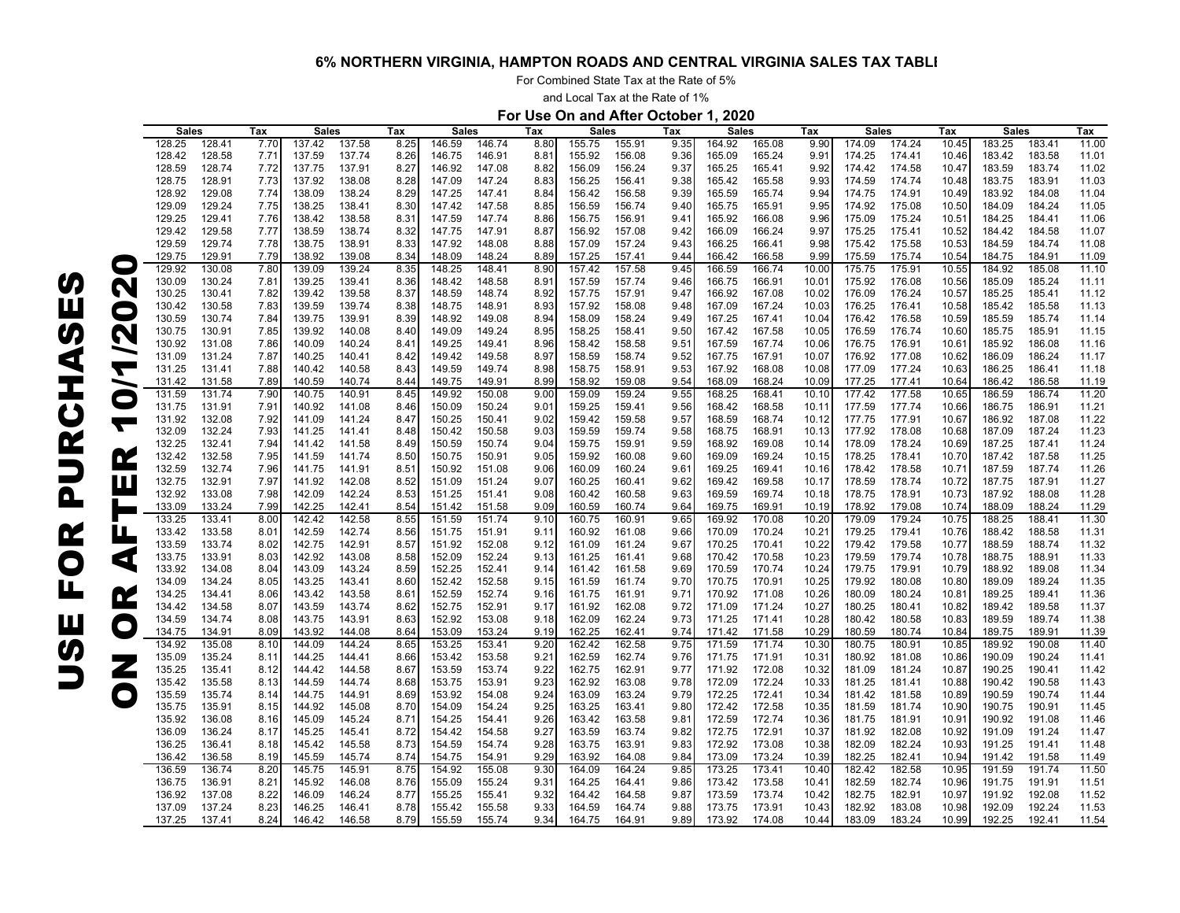# 6% NORTHERN VIRGINIA, HAMPTON ROADS AND CENTRAL VIRGINIA SALES TAX TABLE

For Combined State Tax at the Rate of 5%

and Local Tax at the Rate of 1%

**For Use On and After October 1, 2020**

**USE FOR PURCHASES ON OR AFTER 10/1/2020**

| Sales | | Tax | Sales | | Tax | Sales | | Tax | Sales | | Tax | Sales | | Tax | Sales | | Tax | Sales | | Tax |
|---|---|---|---|---|---|---|---|---|---|---|---|---|---|---|---|---|---|---|---|---|
| 128.25 | 128.41 | 7.70 | 137.42 | 137.58 | 8.25 | 146.59 | 146.74 | 8.80 | 155.75 | 155.91 | 9.35 | 164.92 | 165.08 | 9.90 | 174.09 | 174.24 | 10.45 | 183.25 | 183.41 | 11.00 |
| 128.42 | 128.58 | 7.71 | 137.59 | 137.74 | 8.26 | 146.75 | 146.91 | 8.81 | 155.92 | 156.08 | 9.36 | 165.09 | 165.24 | 9.91 | 174.25 | 174.41 | 10.46 | 183.42 | 183.58 | 11.01 |
| 128.59 | 128.74 | 7.72 | 137.75 | 137.91 | 8.27 | 146.92 | 147.08 | 8.82 | 156.09 | 156.24 | 9.37 | 165.25 | 165.41 | 9.92 | 174.42 | 174.58 | 10.47 | 183.59 | 183.74 | 11.02 |
| 128.75 | 128.91 | 7.73 | 137.92 | 138.08 | 8.28 | 147.09 | 147.24 | 8.83 | 156.25 | 156.41 | 9.38 | 165.42 | 165.58 | 9.93 | 174.59 | 174.74 | 10.48 | 183.75 | 183.91 | 11.03 |
| 128.92 | 129.08 | 7.74 | 138.09 | 138.24 | 8.29 | 147.25 | 147.41 | 8.84 | 156.42 | 156.58 | 9.39 | 165.59 | 165.74 | 9.94 | 174.75 | 174.91 | 10.49 | 183.92 | 184.08 | 11.04 |
| 129.09 | 129.24 | 7.75 | 138.25 | 138.41 | 8.30 | 147.42 | 147.58 | 8.85 | 156.59 | 156.74 | 9.40 | 165.75 | 165.91 | 9.95 | 174.92 | 175.08 | 10.50 | 184.09 | 184.24 | 11.05 |
| 129.25 | 129.41 | 7.76 | 138.42 | 138.58 | 8.31 | 147.59 | 147.74 | 8.86 | 156.75 | 156.91 | 9.41 | 165.92 | 166.08 | 9.96 | 175.09 | 175.24 | 10.51 | 184.25 | 184.41 | 11.06 |
| 129.42 | 129.58 | 7.77 | 138.59 | 138.74 | 8.32 | 147.75 | 147.91 | 8.87 | 156.92 | 157.08 | 9.42 | 166.09 | 166.24 | 9.97 | 175.25 | 175.41 | 10.52 | 184.42 | 184.58 | 11.07 |
| 129.59 | 129.74 | 7.78 | 138.75 | 138.91 | 8.33 | 147.92 | 148.08 | 8.88 | 157.09 | 157.24 | 9.43 | 166.25 | 166.41 | 9.98 | 175.42 | 175.58 | 10.53 | 184.59 | 184.74 | 11.08 |
| 129.75 | 129.91 | 7.79 | 138.92 | 139.08 | 8.34 | 148.09 | 148.24 | 8.89 | 157.25 | 157.41 | 9.44 | 166.42 | 166.58 | 9.99 | 175.59 | 175.74 | 10.54 | 184.75 | 184.91 | 11.09 |
| 129.92 | 130.08 | 7.80 | 139.09 | 139.24 | 8.35 | 148.25 | 148.41 | 8.90 | 157.42 | 157.58 | 9.45 | 166.59 | 166.74 | 10.00 | 175.75 | 175.91 | 10.55 | 184.92 | 185.08 | 11.10 |
| 130.09 | 130.24 | 7.81 | 139.25 | 139.41 | 8.36 | 148.42 | 148.58 | 8.91 | 157.59 | 157.74 | 9.46 | 166.75 | 166.91 | 10.01 | 175.92 | 176.08 | 10.56 | 185.09 | 185.24 | 11.11 |
| 130.25 | 130.41 | 7.82 | 139.42 | 139.58 | 8.37 | 148.59 | 148.74 | 8.92 | 157.75 | 157.91 | 9.47 | 166.92 | 167.08 | 10.02 | 176.09 | 176.24 | 10.57 | 185.25 | 185.41 | 11.12 |
| 130.42 | 130.58 | 7.83 | 139.59 | 139.74 | 8.38 | 148.75 | 148.91 | 8.93 | 157.92 | 158.08 | 9.48 | 167.09 | 167.24 | 10.03 | 176.25 | 176.41 | 10.58 | 185.42 | 185.58 | 11.13 |
| 130.59 | 130.74 | 7.84 | 139.75 | 139.91 | 8.39 | 148.92 | 149.08 | 8.94 | 158.09 | 158.24 | 9.49 | 167.25 | 167.41 | 10.04 | 176.42 | 176.58 | 10.59 | 185.59 | 185.74 | 11.14 |
| 130.75 | 130.91 | 7.85 | 139.92 | 140.08 | 8.40 | 149.09 | 149.24 | 8.95 | 158.25 | 158.41 | 9.50 | 167.42 | 167.58 | 10.05 | 176.59 | 176.74 | 10.60 | 185.75 | 185.91 | 11.15 |
| 130.92 | 131.08 | 7.86 | 140.09 | 140.24 | 8.41 | 149.25 | 149.41 | 8.96 | 158.42 | 158.58 | 9.51 | 167.59 | 167.74 | 10.06 | 176.75 | 176.91 | 10.61 | 185.92 | 186.08 | 11.16 |
| 131.09 | 131.24 | 7.87 | 140.25 | 140.41 | 8.42 | 149.42 | 149.58 | 8.97 | 158.59 | 158.74 | 9.52 | 167.75 | 167.91 | 10.07 | 176.92 | 177.08 | 10.62 | 186.09 | 186.24 | 11.17 |
| 131.25 | 131.41 | 7.88 | 140.42 | 140.58 | 8.43 | 149.59 | 149.74 | 8.98 | 158.75 | 158.91 | 9.53 | 167.92 | 168.08 | 10.08 | 177.09 | 177.24 | 10.63 | 186.25 | 186.41 | 11.18 |
| 131.42 | 131.58 | 7.89 | 140.59 | 140.74 | 8.44 | 149.75 | 149.91 | 8.99 | 158.92 | 159.08 | 9.54 | 168.09 | 168.24 | 10.09 | 177.25 | 177.41 | 10.64 | 186.42 | 186.58 | 11.19 |
| 131.59 | 131.74 | 7.90 | 140.75 | 140.91 | 8.45 | 149.92 | 150.08 | 9.00 | 159.09 | 159.24 | 9.55 | 168.25 | 168.41 | 10.10 | 177.42 | 177.58 | 10.65 | 186.59 | 186.74 | 11.20 |
| 131.75 | 131.91 | 7.91 | 140.92 | 141.08 | 8.46 | 150.09 | 150.24 | 9.01 | 159.25 | 159.41 | 9.56 | 168.42 | 168.58 | 10.11 | 177.59 | 177.74 | 10.66 | 186.75 | 186.91 | 11.21 |
| 131.92 | 132.08 | 7.92 | 141.09 | 141.24 | 8.47 | 150.25 | 150.41 | 9.02 | 159.42 | 159.58 | 9.57 | 168.59 | 168.74 | 10.12 | 177.75 | 177.91 | 10.67 | 186.92 | 187.08 | 11.22 |
| 132.09 | 132.24 | 7.93 | 141.25 | 141.41 | 8.48 | 150.42 | 150.58 | 9.03 | 159.59 | 159.74 | 9.58 | 168.75 | 168.91 | 10.13 | 177.92 | 178.08 | 10.68 | 187.09 | 187.24 | 11.23 |
| 132.25 | 132.41 | 7.94 | 141.42 | 141.58 | 8.49 | 150.59 | 150.74 | 9.04 | 159.75 | 159.91 | 9.59 | 168.92 | 169.08 | 10.14 | 178.09 | 178.24 | 10.69 | 187.25 | 187.41 | 11.24 |
| 132.42 | 132.58 | 7.95 | 141.59 | 141.74 | 8.50 | 150.75 | 150.91 | 9.05 | 159.92 | 160.08 | 9.60 | 169.09 | 169.24 | 10.15 | 178.25 | 178.41 | 10.70 | 187.42 | 187.58 | 11.25 |
| 132.59 | 132.74 | 7.96 | 141.75 | 141.91 | 8.51 | 150.92 | 151.08 | 9.06 | 160.09 | 160.24 | 9.61 | 169.25 | 169.41 | 10.16 | 178.42 | 178.58 | 10.71 | 187.59 | 187.74 | 11.26 |
| 132.75 | 132.91 | 7.97 | 141.92 | 142.08 | 8.52 | 151.09 | 151.24 | 9.07 | 160.25 | 160.41 | 9.62 | 169.42 | 169.58 | 10.17 | 178.59 | 178.74 | 10.72 | 187.75 | 187.91 | 11.27 |
| 132.92 | 133.08 | 7.98 | 142.09 | 142.24 | 8.53 | 151.25 | 151.41 | 9.08 | 160.42 | 160.58 | 9.63 | 169.59 | 169.74 | 10.18 | 178.75 | 178.91 | 10.73 | 187.92 | 188.08 | 11.28 |
| 133.09 | 133.24 | 7.99 | 142.25 | 142.41 | 8.54 | 151.42 | 151.58 | 9.09 | 160.59 | 160.74 | 9.64 | 169.75 | 169.91 | 10.19 | 178.92 | 179.08 | 10.74 | 188.09 | 188.24 | 11.29 |
| 133.25 | 133.41 | 8.00 | 142.42 | 142.58 | 8.55 | 151.59 | 151.74 | 9.10 | 160.75 | 160.91 | 9.65 | 169.92 | 170.08 | 10.20 | 179.09 | 179.24 | 10.75 | 188.25 | 188.41 | 11.30 |
| 133.42 | 133.58 | 8.01 | 142.59 | 142.74 | 8.56 | 151.75 | 151.91 | 9.11 | 160.92 | 161.08 | 9.66 | 170.09 | 170.24 | 10.21 | 179.25 | 179.41 | 10.76 | 188.42 | 188.58 | 11.31 |
| 133.59 | 133.74 | 8.02 | 142.75 | 142.91 | 8.57 | 151.92 | 152.08 | 9.12 | 161.09 | 161.24 | 9.67 | 170.25 | 170.41 | 10.22 | 179.42 | 179.58 | 10.77 | 188.59 | 188.74 | 11.32 |
| 133.75 | 133.91 | 8.03 | 142.92 | 143.08 | 8.58 | 152.09 | 152.24 | 9.13 | 161.25 | 161.41 | 9.68 | 170.42 | 170.58 | 10.23 | 179.59 | 179.74 | 10.78 | 188.75 | 188.91 | 11.33 |
| 133.92 | 134.08 | 8.04 | 143.09 | 143.24 | 8.59 | 152.25 | 152.41 | 9.14 | 161.42 | 161.58 | 9.69 | 170.59 | 170.74 | 10.24 | 179.75 | 179.91 | 10.79 | 188.92 | 189.08 | 11.34 |
| 134.09 | 134.24 | 8.05 | 143.25 | 143.41 | 8.60 | 152.42 | 152.58 | 9.15 | 161.59 | 161.74 | 9.70 | 170.75 | 170.91 | 10.25 | 179.92 | 180.08 | 10.80 | 189.09 | 189.24 | 11.35 |
| 134.25 | 134.41 | 8.06 | 143.42 | 143.58 | 8.61 | 152.59 | 152.74 | 9.16 | 161.75 | 161.91 | 9.71 | 170.92 | 171.08 | 10.26 | 180.09 | 180.24 | 10.81 | 189.25 | 189.41 | 11.36 |
| 134.42 | 134.58 | 8.07 | 143.59 | 143.74 | 8.62 | 152.75 | 152.91 | 9.17 | 161.92 | 162.08 | 9.72 | 171.09 | 171.24 | 10.27 | 180.25 | 180.41 | 10.82 | 189.42 | 189.58 | 11.37 |
| 134.59 | 134.74 | 8.08 | 143.75 | 143.91 | 8.63 | 152.92 | 153.08 | 9.18 | 162.09 | 162.24 | 9.73 | 171.25 | 171.41 | 10.28 | 180.42 | 180.58 | 10.83 | 189.59 | 189.74 | 11.38 |
| 134.75 | 134.91 | 8.09 | 143.92 | 144.08 | 8.64 | 153.09 | 153.24 | 9.19 | 162.25 | 162.41 | 9.74 | 171.42 | 171.58 | 10.29 | 180.59 | 180.74 | 10.84 | 189.75 | 189.91 | 11.39 |
| 134.92 | 135.08 | 8.10 | 144.09 | 144.24 | 8.65 | 153.25 | 153.41 | 9.20 | 162.42 | 162.58 | 9.75 | 171.59 | 171.74 | 10.30 | 180.75 | 180.91 | 10.85 | 189.92 | 190.08 | 11.40 |
| 135.09 | 135.24 | 8.11 | 144.25 | 144.41 | 8.66 | 153.42 | 153.58 | 9.21 | 162.59 | 162.74 | 9.76 | 171.75 | 171.91 | 10.31 | 180.92 | 181.08 | 10.86 | 190.09 | 190.24 | 11.41 |
| 135.25 | 135.41 | 8.12 | 144.42 | 144.58 | 8.67 | 153.59 | 153.74 | 9.22 | 162.75 | 162.91 | 9.77 | 171.92 | 172.08 | 10.32 | 181.09 | 181.24 | 10.87 | 190.25 | 190.41 | 11.42 |
| 135.42 | 135.58 | 8.13 | 144.59 | 144.74 | 8.68 | 153.75 | 153.91 | 9.23 | 162.92 | 163.08 | 9.78 | 172.09 | 172.24 | 10.33 | 181.25 | 181.41 | 10.88 | 190.42 | 190.58 | 11.43 |
| 135.59 | 135.74 | 8.14 | 144.75 | 144.91 | 8.69 | 153.92 | 154.08 | 9.24 | 163.09 | 163.24 | 9.79 | 172.25 | 172.41 | 10.34 | 181.42 | 181.58 | 10.89 | 190.59 | 190.74 | 11.44 |
| 135.75 | 135.91 | 8.15 | 144.92 | 145.08 | 8.70 | 154.09 | 154.24 | 9.25 | 163.25 | 163.41 | 9.80 | 172.42 | 172.58 | 10.35 | 181.59 | 181.74 | 10.90 | 190.75 | 190.91 | 11.45 |
| 135.92 | 136.08 | 8.16 | 145.09 | 145.24 | 8.71 | 154.25 | 154.41 | 9.26 | 163.42 | 163.58 | 9.81 | 172.59 | 172.74 | 10.36 | 181.75 | 181.91 | 10.91 | 190.92 | 191.08 | 11.46 |
| 136.09 | 136.24 | 8.17 | 145.25 | 145.41 | 8.72 | 154.42 | 154.58 | 9.27 | 163.59 | 163.74 | 9.82 | 172.75 | 172.91 | 10.37 | 181.92 | 182.08 | 10.92 | 191.09 | 191.24 | 11.47 |
| 136.25 | 136.41 | 8.18 | 145.42 | 145.58 | 8.73 | 154.59 | 154.74 | 9.28 | 163.75 | 163.91 | 9.83 | 172.92 | 173.08 | 10.38 | 182.09 | 182.24 | 10.93 | 191.25 | 191.41 | 11.48 |
| 136.42 | 136.58 | 8.19 | 145.59 | 145.74 | 8.74 | 154.75 | 154.91 | 9.29 | 163.92 | 164.08 | 9.84 | 173.09 | 173.24 | 10.39 | 182.25 | 182.41 | 10.94 | 191.42 | 191.58 | 11.49 |
| 136.59 | 136.74 | 8.20 | 145.75 | 145.91 | 8.75 | 154.92 | 155.08 | 9.30 | 164.09 | 164.24 | 9.85 | 173.25 | 173.41 | 10.40 | 182.42 | 182.58 | 10.95 | 191.59 | 191.74 | 11.50 |
| 136.75 | 136.91 | 8.21 | 145.92 | 146.08 | 8.76 | 155.09 | 155.24 | 9.31 | 164.25 | 164.41 | 9.86 | 173.42 | 173.58 | 10.41 | 182.59 | 182.74 | 10.96 | 191.75 | 191.91 | 11.51 |
| 136.92 | 137.08 | 8.22 | 146.09 | 146.24 | 8.77 | 155.25 | 155.41 | 9.32 | 164.42 | 164.58 | 9.87 | 173.59 | 173.74 | 10.42 | 182.75 | 182.91 | 10.97 | 191.92 | 192.08 | 11.52 |
| 137.09 | 137.24 | 8.23 | 146.25 | 146.41 | 8.78 | 155.42 | 155.58 | 9.33 | 164.59 | 164.74 | 9.88 | 173.75 | 173.91 | 10.43 | 182.92 | 183.08 | 10.98 | 192.09 | 192.24 | 11.53 |
| 137.25 | 137.41 | 8.24 | 146.42 | 146.58 | 8.79 | 155.59 | 155.74 | 9.34 | 164.75 | 164.91 | 9.89 | 173.92 | 174.08 | 10.44 | 183.09 | 183.24 | 10.99 | 192.25 | 192.41 | 11.54 |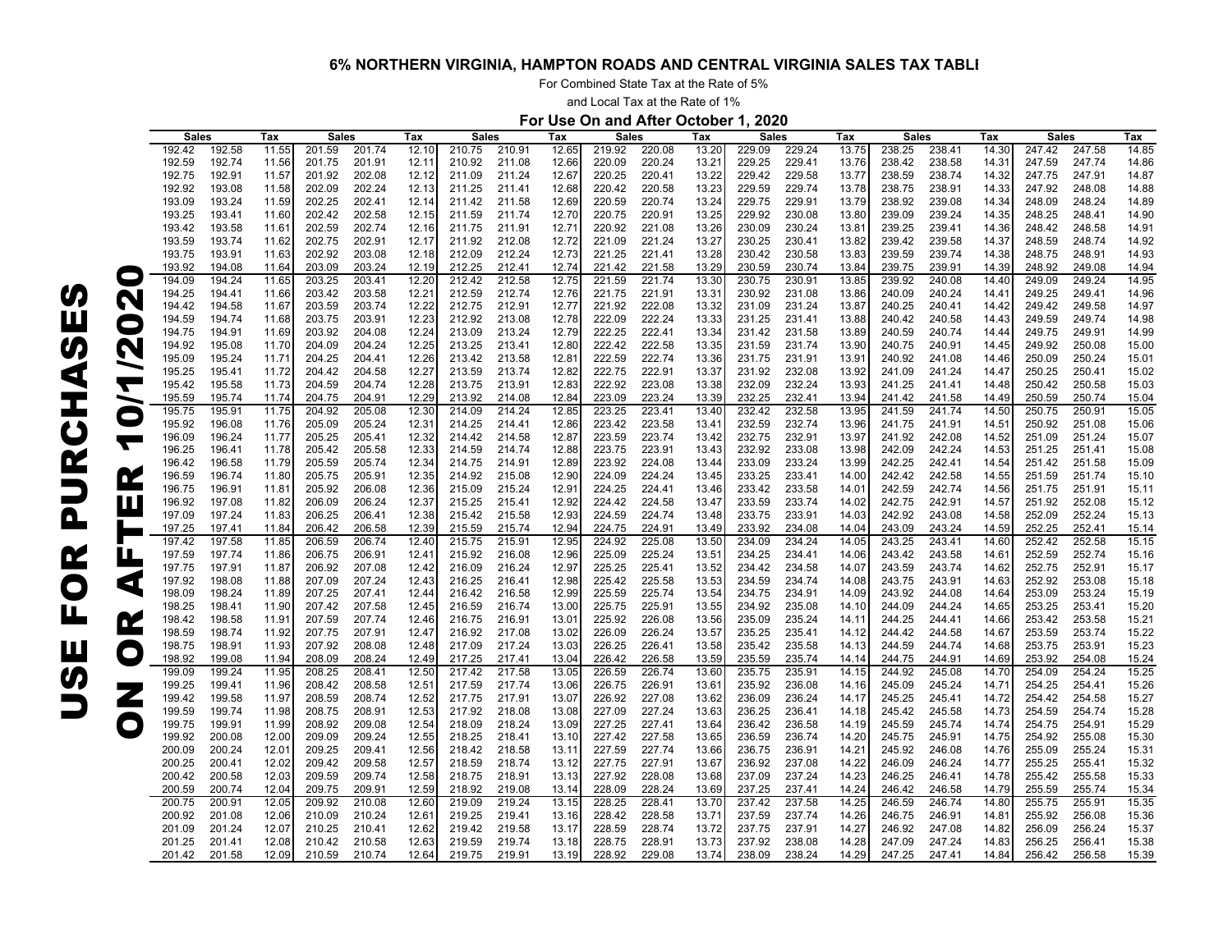# 6% NORTHERN VIRGINIA, HAMPTON ROADS AND CENTRAL VIRGINIA SALES TAX TABLE

For Combined State Tax at the Rate of 5%

and Local Tax at the Rate of 1%

**For Use On and After October 1, 2020**

**USE FOR PURCHASES ON OR AFTER 10/1/2020**

| Sales | | Tax | Sales | | Tax | Sales | | Tax | Sales | | Tax | Sales | | Tax | Sales | | Tax | Sales | | Tax |
|---|---|---|---|---|---|---|---|---|---|---|---|---|---|---|---|---|---|---|---|---|
| 192.42 | 192.58 | 11.55 | 201.59 | 201.74 | 12.10 | 210.75 | 210.91 | 12.65 | 219.92 | 220.08 | 13.20 | 229.09 | 229.24 | 13.75 | 238.25 | 238.41 | 14.30 | 247.42 | 247.58 | 14.85 |
| 192.59 | 192.74 | 11.56 | 201.75 | 201.91 | 12.11 | 210.92 | 211.08 | 12.66 | 220.09 | 220.24 | 13.21 | 229.25 | 229.41 | 13.76 | 238.42 | 238.58 | 14.31 | 247.59 | 247.74 | 14.86 |
| 192.75 | 192.91 | 11.57 | 201.92 | 202.08 | 12.12 | 211.09 | 211.24 | 12.67 | 220.25 | 220.41 | 13.22 | 229.42 | 229.58 | 13.77 | 238.59 | 238.74 | 14.32 | 247.75 | 247.91 | 14.87 |
| 192.92 | 193.08 | 11.58 | 202.09 | 202.24 | 12.13 | 211.25 | 211.41 | 12.68 | 220.42 | 220.58 | 13.23 | 229.59 | 229.74 | 13.78 | 238.75 | 238.91 | 14.33 | 247.92 | 248.08 | 14.88 |
| 193.09 | 193.24 | 11.59 | 202.25 | 202.41 | 12.14 | 211.42 | 211.58 | 12.69 | 220.59 | 220.74 | 13.24 | 229.75 | 229.91 | 13.79 | 238.92 | 239.08 | 14.34 | 248.09 | 248.24 | 14.89 |
| 193.25 | 193.41 | 11.60 | 202.42 | 202.58 | 12.15 | 211.59 | 211.74 | 12.70 | 220.75 | 220.91 | 13.25 | 229.92 | 230.08 | 13.80 | 239.09 | 239.24 | 14.35 | 248.25 | 248.41 | 14.90 |
| 193.42 | 193.58 | 11.61 | 202.59 | 202.74 | 12.16 | 211.75 | 211.91 | 12.71 | 220.92 | 221.08 | 13.26 | 230.09 | 230.24 | 13.81 | 239.25 | 239.41 | 14.36 | 248.42 | 248.58 | 14.91 |
| 193.59 | 193.74 | 11.62 | 202.75 | 202.91 | 12.17 | 211.92 | 212.08 | 12.72 | 221.09 | 221.24 | 13.27 | 230.25 | 230.41 | 13.82 | 239.42 | 239.58 | 14.37 | 248.59 | 248.74 | 14.92 |
| 193.75 | 193.91 | 11.63 | 202.92 | 203.08 | 12.18 | 212.09 | 212.24 | 12.73 | 221.25 | 221.41 | 13.28 | 230.42 | 230.58 | 13.83 | 239.59 | 239.74 | 14.38 | 248.75 | 248.91 | 14.93 |
| 193.92 | 194.08 | 11.64 | 203.09 | 203.24 | 12.19 | 212.25 | 212.41 | 12.74 | 221.42 | 221.58 | 13.29 | 230.59 | 230.74 | 13.84 | 239.75 | 239.91 | 14.39 | 248.92 | 249.08 | 14.94 |
| 194.09 | 194.24 | 11.65 | 203.25 | 203.41 | 12.20 | 212.42 | 212.58 | 12.75 | 221.59 | 221.74 | 13.30 | 230.75 | 230.91 | 13.85 | 239.92 | 240.08 | 14.40 | 249.09 | 249.24 | 14.95 |
| 194.25 | 194.41 | 11.66 | 203.42 | 203.58 | 12.21 | 212.59 | 212.74 | 12.76 | 221.75 | 221.91 | 13.31 | 230.92 | 231.08 | 13.86 | 240.09 | 240.24 | 14.41 | 249.25 | 249.41 | 14.96 |
| 194.42 | 194.58 | 11.67 | 203.59 | 203.74 | 12.22 | 212.75 | 212.91 | 12.77 | 221.92 | 222.08 | 13.32 | 231.09 | 231.24 | 13.87 | 240.25 | 240.41 | 14.42 | 249.42 | 249.58 | 14.97 |
| 194.59 | 194.74 | 11.68 | 203.75 | 203.91 | 12.23 | 212.92 | 213.08 | 12.78 | 222.09 | 222.24 | 13.33 | 231.25 | 231.41 | 13.88 | 240.42 | 240.58 | 14.43 | 249.59 | 249.74 | 14.98 |
| 194.75 | 194.91 | 11.69 | 203.92 | 204.08 | 12.24 | 213.09 | 213.24 | 12.79 | 222.25 | 222.41 | 13.34 | 231.42 | 231.58 | 13.89 | 240.59 | 240.74 | 14.44 | 249.75 | 249.91 | 14.99 |
| 194.92 | 195.08 | 11.70 | 204.09 | 204.24 | 12.25 | 213.25 | 213.41 | 12.80 | 222.42 | 222.58 | 13.35 | 231.59 | 231.74 | 13.90 | 240.75 | 240.91 | 14.45 | 249.92 | 250.08 | 15.00 |
| 195.09 | 195.24 | 11.71 | 204.25 | 204.41 | 12.26 | 213.42 | 213.58 | 12.81 | 222.59 | 222.74 | 13.36 | 231.75 | 231.91 | 13.91 | 240.92 | 241.08 | 14.46 | 250.09 | 250.24 | 15.01 |
| 195.25 | 195.41 | 11.72 | 204.42 | 204.58 | 12.27 | 213.59 | 213.74 | 12.82 | 222.75 | 222.91 | 13.37 | 231.92 | 232.08 | 13.92 | 241.09 | 241.24 | 14.47 | 250.25 | 250.41 | 15.02 |
| 195.42 | 195.58 | 11.73 | 204.59 | 204.74 | 12.28 | 213.75 | 213.91 | 12.83 | 222.92 | 223.08 | 13.38 | 232.09 | 232.24 | 13.93 | 241.25 | 241.41 | 14.48 | 250.42 | 250.58 | 15.03 |
| 195.59 | 195.74 | 11.74 | 204.75 | 204.91 | 12.29 | 213.92 | 214.08 | 12.84 | 223.09 | 223.24 | 13.39 | 232.25 | 232.41 | 13.94 | 241.42 | 241.58 | 14.49 | 250.59 | 250.74 | 15.04 |
| 195.75 | 195.91 | 11.75 | 204.92 | 205.08 | 12.30 | 214.09 | 214.24 | 12.85 | 223.25 | 223.41 | 13.40 | 232.42 | 232.58 | 13.95 | 241.59 | 241.74 | 14.50 | 250.75 | 250.91 | 15.05 |
| 195.92 | 196.08 | 11.76 | 205.09 | 205.24 | 12.31 | 214.25 | 214.41 | 12.86 | 223.42 | 223.58 | 13.41 | 232.59 | 232.74 | 13.96 | 241.75 | 241.91 | 14.51 | 250.92 | 251.08 | 15.06 |
| 196.09 | 196.24 | 11.77 | 205.25 | 205.41 | 12.32 | 214.42 | 214.58 | 12.87 | 223.59 | 223.74 | 13.42 | 232.75 | 232.91 | 13.97 | 241.92 | 242.08 | 14.52 | 251.09 | 251.24 | 15.07 |
| 196.25 | 196.41 | 11.78 | 205.42 | 205.58 | 12.33 | 214.59 | 214.74 | 12.88 | 223.75 | 223.91 | 13.43 | 232.92 | 233.08 | 13.98 | 242.09 | 242.24 | 14.53 | 251.25 | 251.41 | 15.08 |
| 196.42 | 196.58 | 11.79 | 205.59 | 205.74 | 12.34 | 214.75 | 214.91 | 12.89 | 223.92 | 224.08 | 13.44 | 233.09 | 233.24 | 13.99 | 242.25 | 242.41 | 14.54 | 251.42 | 251.58 | 15.09 |
| 196.59 | 196.74 | 11.80 | 205.75 | 205.91 | 12.35 | 214.92 | 215.08 | 12.90 | 224.09 | 224.24 | 13.45 | 233.25 | 233.41 | 14.00 | 242.42 | 242.58 | 14.55 | 251.59 | 251.74 | 15.10 |
| 196.75 | 196.91 | 11.81 | 205.92 | 206.08 | 12.36 | 215.09 | 215.24 | 12.91 | 224.25 | 224.41 | 13.46 | 233.42 | 233.58 | 14.01 | 242.59 | 242.74 | 14.56 | 251.75 | 251.91 | 15.11 |
| 196.92 | 197.08 | 11.82 | 206.09 | 206.24 | 12.37 | 215.25 | 215.41 | 12.92 | 224.42 | 224.58 | 13.47 | 233.59 | 233.74 | 14.02 | 242.75 | 242.91 | 14.57 | 251.92 | 252.08 | 15.12 |
| 197.09 | 197.24 | 11.83 | 206.25 | 206.41 | 12.38 | 215.42 | 215.58 | 12.93 | 224.59 | 224.74 | 13.48 | 233.75 | 233.91 | 14.03 | 242.92 | 243.08 | 14.58 | 252.09 | 252.24 | 15.13 |
| 197.25 | 197.41 | 11.84 | 206.42 | 206.58 | 12.39 | 215.59 | 215.74 | 12.94 | 224.75 | 224.91 | 13.49 | 233.92 | 234.08 | 14.04 | 243.09 | 243.24 | 14.59 | 252.25 | 252.41 | 15.14 |
| 197.42 | 197.58 | 11.85 | 206.59 | 206.74 | 12.40 | 215.75 | 215.91 | 12.95 | 224.92 | 225.08 | 13.50 | 234.09 | 234.24 | 14.05 | 243.25 | 243.41 | 14.60 | 252.42 | 252.58 | 15.15 |
| 197.59 | 197.74 | 11.86 | 206.75 | 206.91 | 12.41 | 215.92 | 216.08 | 12.96 | 225.09 | 225.24 | 13.51 | 234.25 | 234.41 | 14.06 | 243.42 | 243.58 | 14.61 | 252.59 | 252.74 | 15.16 |
| 197.75 | 197.91 | 11.87 | 206.92 | 207.08 | 12.42 | 216.09 | 216.24 | 12.97 | 225.25 | 225.41 | 13.52 | 234.42 | 234.58 | 14.07 | 243.59 | 243.74 | 14.62 | 252.75 | 252.91 | 15.17 |
| 197.92 | 198.08 | 11.88 | 207.09 | 207.24 | 12.43 | 216.25 | 216.41 | 12.98 | 225.42 | 225.58 | 13.53 | 234.59 | 234.74 | 14.08 | 243.75 | 243.91 | 14.63 | 252.92 | 253.08 | 15.18 |
| 198.09 | 198.24 | 11.89 | 207.25 | 207.41 | 12.44 | 216.42 | 216.58 | 12.99 | 225.59 | 225.74 | 13.54 | 234.75 | 234.91 | 14.09 | 243.92 | 244.08 | 14.64 | 253.09 | 253.24 | 15.19 |
| 198.25 | 198.41 | 11.90 | 207.42 | 207.58 | 12.45 | 216.59 | 216.74 | 13.00 | 225.75 | 225.91 | 13.55 | 234.92 | 235.08 | 14.10 | 244.09 | 244.24 | 14.65 | 253.25 | 253.41 | 15.20 |
| 198.42 | 198.58 | 11.91 | 207.59 | 207.74 | 12.46 | 216.75 | 216.91 | 13.01 | 225.92 | 226.08 | 13.56 | 235.09 | 235.24 | 14.11 | 244.25 | 244.41 | 14.66 | 253.42 | 253.58 | 15.21 |
| 198.59 | 198.74 | 11.92 | 207.75 | 207.91 | 12.47 | 216.92 | 217.08 | 13.02 | 226.09 | 226.24 | 13.57 | 235.25 | 235.41 | 14.12 | 244.42 | 244.58 | 14.67 | 253.59 | 253.74 | 15.22 |
| 198.75 | 198.91 | 11.93 | 207.92 | 208.08 | 12.48 | 217.09 | 217.24 | 13.03 | 226.25 | 226.41 | 13.58 | 235.42 | 235.58 | 14.13 | 244.59 | 244.74 | 14.68 | 253.75 | 253.91 | 15.23 |
| 198.92 | 199.08 | 11.94 | 208.09 | 208.24 | 12.49 | 217.25 | 217.41 | 13.04 | 226.42 | 226.58 | 13.59 | 235.59 | 235.74 | 14.14 | 244.75 | 244.91 | 14.69 | 253.92 | 254.08 | 15.24 |
| 199.09 | 199.24 | 11.95 | 208.25 | 208.41 | 12.50 | 217.42 | 217.58 | 13.05 | 226.59 | 226.74 | 13.60 | 235.75 | 235.91 | 14.15 | 244.92 | 245.08 | 14.70 | 254.09 | 254.24 | 15.25 |
| 199.25 | 199.41 | 11.96 | 208.42 | 208.58 | 12.51 | 217.59 | 217.74 | 13.06 | 226.75 | 226.91 | 13.61 | 235.92 | 236.08 | 14.16 | 245.09 | 245.24 | 14.71 | 254.25 | 254.41 | 15.26 |
| 199.42 | 199.58 | 11.97 | 208.59 | 208.74 | 12.52 | 217.75 | 217.91 | 13.07 | 226.92 | 227.08 | 13.62 | 236.09 | 236.24 | 14.17 | 245.25 | 245.41 | 14.72 | 254.42 | 254.58 | 15.27 |
| 199.59 | 199.74 | 11.98 | 208.75 | 208.91 | 12.53 | 217.92 | 218.08 | 13.08 | 227.09 | 227.24 | 13.63 | 236.25 | 236.41 | 14.18 | 245.42 | 245.58 | 14.73 | 254.59 | 254.74 | 15.28 |
| 199.75 | 199.91 | 11.99 | 208.92 | 209.08 | 12.54 | 218.09 | 218.24 | 13.09 | 227.25 | 227.41 | 13.64 | 236.42 | 236.58 | 14.19 | 245.59 | 245.74 | 14.74 | 254.75 | 254.91 | 15.29 |
| 199.92 | 200.08 | 12.00 | 209.09 | 209.24 | 12.55 | 218.25 | 218.41 | 13.10 | 227.42 | 227.58 | 13.65 | 236.59 | 236.74 | 14.20 | 245.75 | 245.91 | 14.75 | 254.92 | 255.08 | 15.30 |
| 200.09 | 200.24 | 12.01 | 209.25 | 209.41 | 12.56 | 218.42 | 218.58 | 13.11 | 227.59 | 227.74 | 13.66 | 236.75 | 236.91 | 14.21 | 245.92 | 246.08 | 14.76 | 255.09 | 255.24 | 15.31 |
| 200.25 | 200.41 | 12.02 | 209.42 | 209.58 | 12.57 | 218.59 | 218.74 | 13.12 | 227.75 | 227.91 | 13.67 | 236.92 | 237.08 | 14.22 | 246.09 | 246.24 | 14.77 | 255.25 | 255.41 | 15.32 |
| 200.42 | 200.58 | 12.03 | 209.59 | 209.74 | 12.58 | 218.75 | 218.91 | 13.13 | 227.92 | 228.08 | 13.68 | 237.09 | 237.24 | 14.23 | 246.25 | 246.41 | 14.78 | 255.42 | 255.58 | 15.33 |
| 200.59 | 200.74 | 12.04 | 209.75 | 209.91 | 12.59 | 218.92 | 219.08 | 13.14 | 228.09 | 228.24 | 13.69 | 237.25 | 237.41 | 14.24 | 246.42 | 246.58 | 14.79 | 255.59 | 255.74 | 15.34 |
| 200.75 | 200.91 | 12.05 | 209.92 | 210.08 | 12.60 | 219.09 | 219.24 | 13.15 | 228.25 | 228.41 | 13.70 | 237.42 | 237.58 | 14.25 | 246.59 | 246.74 | 14.80 | 255.75 | 255.91 | 15.35 |
| 200.92 | 201.08 | 12.06 | 210.09 | 210.24 | 12.61 | 219.25 | 219.41 | 13.16 | 228.42 | 228.58 | 13.71 | 237.59 | 237.74 | 14.26 | 246.75 | 246.91 | 14.81 | 255.92 | 256.08 | 15.36 |
| 201.09 | 201.24 | 12.07 | 210.25 | 210.41 | 12.62 | 219.42 | 219.58 | 13.17 | 228.59 | 228.74 | 13.72 | 237.75 | 237.91 | 14.27 | 246.92 | 247.08 | 14.82 | 256.09 | 256.24 | 15.37 |
| 201.25 | 201.41 | 12.08 | 210.42 | 210.58 | 12.63 | 219.59 | 219.74 | 13.18 | 228.75 | 228.91 | 13.73 | 237.92 | 238.08 | 14.28 | 247.09 | 247.24 | 14.83 | 256.25 | 256.41 | 15.38 |
| 201.42 | 201.58 | 12.09 | 210.59 | 210.74 | 12.64 | 219.75 | 219.91 | 13.19 | 228.92 | 229.08 | 13.74 | 238.09 | 238.24 | 14.29 | 247.25 | 247.41 | 14.84 | 256.42 | 256.58 | 15.39 |